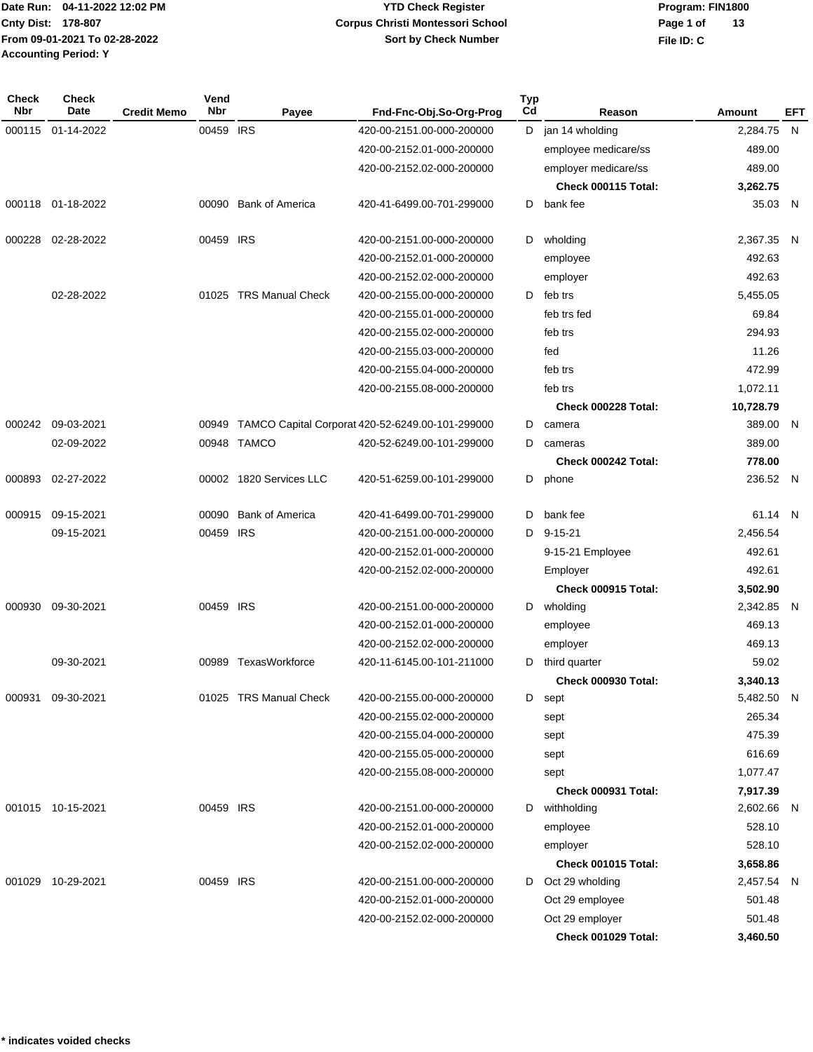Date Run: 04-11-2022 12:02 PM
Cnty Dist: 178-807
From 09-01-2021 To 02-28-2022
Accounting Period: Y

# YTD Check Register
## Corpus Christi Montessori School
Sort by Check Number

Program: FIN1800
File ID: C

| Check Nbr | Check Date | Credit Memo | Vend Nbr | Payee | Fnd-Fnc-Obj.So-Org-Prog | Typ Cd | Reason | Amount | EFT |
|---|---|---|---|---|---|---|---|---|---|
| 000115 | 01-14-2022 | | 00459 | IRS | 420-00-2151.00-000-200000 | D | jan 14 wholding | 2,284.75 | N |
| | | | | | 420-00-2152.01-000-200000 | | employee medicare/ss | 489.00 | |
| | | | | | 420-00-2152.02-000-200000 | | employer medicare/ss | 489.00 | |
| | | | | | | | **Check 000115 Total:** | **3,262.75** | |
| 000118 | 01-18-2022 | | 00090 | Bank of America | 420-41-6499.00-701-299000 | D | bank fee | 35.03 | N |
| 000228 | 02-28-2022 | | 00459 | IRS | 420-00-2151.00-000-200000 | D | wholding | 2,367.35 | N |
| | | | | | 420-00-2152.01-000-200000 | | employee | 492.63 | |
| | | | | | 420-00-2152.02-000-200000 | | employer | 492.63 | |
| | 02-28-2022 | | 01025 | TRS Manual Check | 420-00-2155.00-000-200000 | D | feb trs | 5,455.05 | |
| | | | | | 420-00-2155.01-000-200000 | | feb trs fed | 69.84 | |
| | | | | | 420-00-2155.02-000-200000 | | feb trs | 294.93 | |
| | | | | | 420-00-2155.03-000-200000 | | fed | 11.26 | |
| | | | | | 420-00-2155.04-000-200000 | | feb trs | 472.99 | |
| | | | | | 420-00-2155.08-000-200000 | | feb trs | 1,072.11 | |
| | | | | | | | **Check 000228 Total:** | **10,728.79** | |
| 000242 | 09-03-2021 | | 00949 | TAMCO Capital Corporat | 420-52-6249.00-101-299000 | D | camera | 389.00 | N |
| | 02-09-2022 | | 00948 | TAMCO | 420-52-6249.00-101-299000 | D | cameras | 389.00 | |
| | | | | | | | **Check 000242 Total:** | **778.00** | |
| 000893 | 02-27-2022 | | 00002 | 1820 Services LLC | 420-51-6259.00-101-299000 | D | phone | 236.52 | N |
| 000915 | 09-15-2021 | | 00090 | Bank of America | 420-41-6499.00-701-299000 | D | bank fee | 61.14 | N |
| | 09-15-2021 | | 00459 | IRS | 420-00-2151.00-000-200000 | D | 9-15-21 | 2,456.54 | |
| | | | | | 420-00-2152.01-000-200000 | | 9-15-21 Employee | 492.61 | |
| | | | | | 420-00-2152.02-000-200000 | | Employer | 492.61 | |
| | | | | | | | **Check 000915 Total:** | **3,502.90** | |
| 000930 | 09-30-2021 | | 00459 | IRS | 420-00-2151.00-000-200000 | D | wholding | 2,342.85 | N |
| | | | | | 420-00-2152.01-000-200000 | | employee | 469.13 | |
| | | | | | 420-00-2152.02-000-200000 | | employer | 469.13 | |
| | 09-30-2021 | | 00989 | TexasWorkforce | 420-11-6145.00-101-211000 | D | third quarter | 59.02 | |
| | | | | | | | **Check 000930 Total:** | **3,340.13** | |
| 000931 | 09-30-2021 | | 01025 | TRS Manual Check | 420-00-2155.00-000-200000 | D | sept | 5,482.50 | N |
| | | | | | 420-00-2155.02-000-200000 | | sept | 265.34 | |
| | | | | | 420-00-2155.04-000-200000 | | sept | 475.39 | |
| | | | | | 420-00-2155.05-000-200000 | | sept | 616.69 | |
| | | | | | 420-00-2155.08-000-200000 | | sept | 1,077.47 | |
| | | | | | | | **Check 000931 Total:** | **7,917.39** | |
| 001015 | 10-15-2021 | | 00459 | IRS | 420-00-2151.00-000-200000 | D | withholding | 2,602.66 | N |
| | | | | | 420-00-2152.01-000-200000 | | employee | 528.10 | |
| | | | | | 420-00-2152.02-000-200000 | | employer | 528.10 | |
| | | | | | | | **Check 001015 Total:** | **3,658.86** | |
| 001029 | 10-29-2021 | | 00459 | IRS | 420-00-2151.00-000-200000 | D | Oct 29 wholding | 2,457.54 | N |
| | | | | | 420-00-2152.01-000-200000 | | Oct 29 employee | 501.48 | |
| | | | | | 420-00-2152.02-000-200000 | | Oct 29 employer | 501.48 | |
| | | | | | | | **Check 001029 Total:** | **3,460.50** | |

**\* indicates voided checks**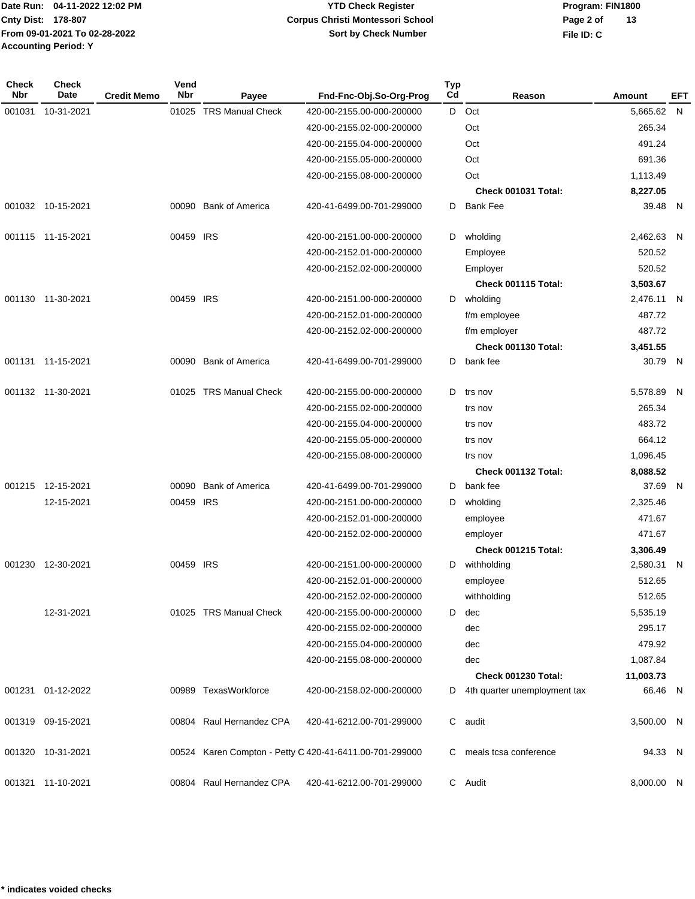Date Run: 04-11-2022 12:02 PM
Cnty Dist: 178-807
From 09-01-2021 To 02-28-2022
Accounting Period: Y

# YTD Check Register
## Corpus Christi Montessori School
### Sort by Check Number

Program: FIN1800
File ID: C

| Check Nbr | Check Date | Credit Memo | Vend Nbr | Payee | Fnd-Fnc-Obj.So-Org-Prog | Typ Cd | Reason | Amount | EFT |
|---|---|---|---|---|---|---|---|---|---|
| 001031 | 10-31-2021 | | 01025 | TRS Manual Check | 420-00-2155.00-000-200000 | D | Oct | 5,665.62 | N |
| | | | | | 420-00-2155.02-000-200000 | | Oct | 265.34 | |
| | | | | | 420-00-2155.04-000-200000 | | Oct | 491.24 | |
| | | | | | 420-00-2155.05-000-200000 | | Oct | 691.36 | |
| | | | | | 420-00-2155.08-000-200000 | | Oct | 1,113.49 | |
| | | | | | | | **Check 001031 Total:** | **8,227.05** | |
| 001032 | 10-15-2021 | | 00090 | Bank of America | 420-41-6499.00-701-299000 | D | Bank Fee | 39.48 | N |
| 001115 | 11-15-2021 | | 00459 | IRS | 420-00-2151.00-000-200000 | D | wholding | 2,462.63 | N |
| | | | | | 420-00-2152.01-000-200000 | | Employee | 520.52 | |
| | | | | | 420-00-2152.02-000-200000 | | Employer | 520.52 | |
| | | | | | | | **Check 001115 Total:** | **3,503.67** | |
| 001130 | 11-30-2021 | | 00459 | IRS | 420-00-2151.00-000-200000 | D | wholding | 2,476.11 | N |
| | | | | | 420-00-2152.01-000-200000 | | f/m employee | 487.72 | |
| | | | | | 420-00-2152.02-000-200000 | | f/m employer | 487.72 | |
| | | | | | | | **Check 001130 Total:** | **3,451.55** | |
| 001131 | 11-15-2021 | | 00090 | Bank of America | 420-41-6499.00-701-299000 | D | bank fee | 30.79 | N |
| 001132 | 11-30-2021 | | 01025 | TRS Manual Check | 420-00-2155.00-000-200000 | D | trs nov | 5,578.89 | N |
| | | | | | 420-00-2155.02-000-200000 | | trs nov | 265.34 | |
| | | | | | 420-00-2155.04-000-200000 | | trs nov | 483.72 | |
| | | | | | 420-00-2155.05-000-200000 | | trs nov | 664.12 | |
| | | | | | 420-00-2155.08-000-200000 | | trs nov | 1,096.45 | |
| | | | | | | | **Check 001132 Total:** | **8,088.52** | |
| 001215 | 12-15-2021 | | 00090 | Bank of America | 420-41-6499.00-701-299000 | D | bank fee | 37.69 | N |
| | 12-15-2021 | | 00459 | IRS | 420-00-2151.00-000-200000 | D | wholding | 2,325.46 | |
| | | | | | 420-00-2152.01-000-200000 | | employee | 471.67 | |
| | | | | | 420-00-2152.02-000-200000 | | employer | 471.67 | |
| | | | | | | | **Check 001215 Total:** | **3,306.49** | |
| 001230 | 12-30-2021 | | 00459 | IRS | 420-00-2151.00-000-200000 | D | withholding | 2,580.31 | N |
| | | | | | 420-00-2152.01-000-200000 | | employee | 512.65 | |
| | | | | | 420-00-2152.02-000-200000 | | withholding | 512.65 | |
| | 12-31-2021 | | 01025 | TRS Manual Check | 420-00-2155.00-000-200000 | D | dec | 5,535.19 | |
| | | | | | 420-00-2155.02-000-200000 | | dec | 295.17 | |
| | | | | | 420-00-2155.04-000-200000 | | dec | 479.92 | |
| | | | | | 420-00-2155.08-000-200000 | | dec | 1,087.84 | |
| | | | | | | | **Check 001230 Total:** | **11,003.73** | |
| 001231 | 01-12-2022 | | 00989 | TexasWorkforce | 420-00-2158.02-000-200000 | D | 4th quarter unemployment tax | 66.46 | N |
| 001319 | 09-15-2021 | | 00804 | Raul Hernandez CPA | 420-41-6212.00-701-299000 | C | audit | 3,500.00 | N |
| 001320 | 10-31-2021 | | 00524 | Karen Compton - Petty C | 420-41-6411.00-701-299000 | C | meals tcsa conference | 94.33 | N |
| 001321 | 11-10-2021 | | 00804 | Raul Hernandez CPA | 420-41-6212.00-701-299000 | C | Audit | 8,000.00 | N |

**\* indicates voided checks**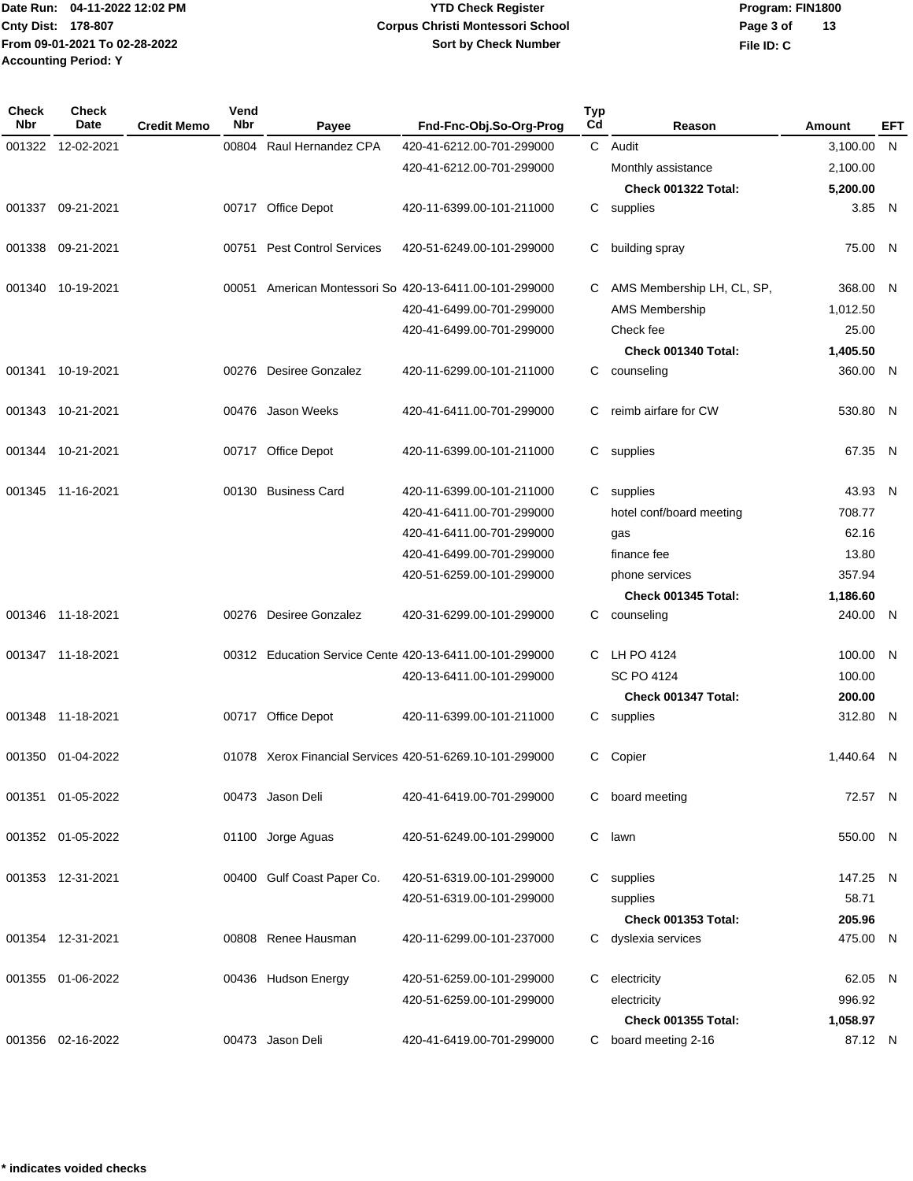Date Run: 04-11-2022 12:02 PM
Cnty Dist: 178-807
From 09-01-2021 To 02-28-2022
Accounting Period: Y

# YTD Check Register
## Corpus Christi Montessori School
### Sort by Check Number

Program: FIN1800
File ID: C

| Check Nbr | Check Date | Credit Memo | Vend Nbr | Payee | Fnd-Fnc-Obj.So-Org-Prog | Typ Cd | Reason | Amount | EFT |
|---|---|---|---|---|---|---|---|---|---|
| 001322 | 12-02-2021 | | 00804 | Raul Hernandez CPA | 420-41-6212.00-701-299000 | C | Audit | 3,100.00 | N |
| | | | | | 420-41-6212.00-701-299000 | | Monthly assistance | 2,100.00 | |
| | | | | | | | **Check 001322 Total:** | **5,200.00** | |
| 001337 | 09-21-2021 | | 00717 | Office Depot | 420-11-6399.00-101-211000 | C | supplies | 3.85 | N |
| 001338 | 09-21-2021 | | 00751 | Pest Control Services | 420-51-6249.00-101-299000 | C | building spray | 75.00 | N |
| 001340 | 10-19-2021 | | 00051 | American Montessori So | 420-13-6411.00-101-299000 | C | AMS Membership LH, CL, SP, | 368.00 | N |
| | | | | | 420-41-6499.00-701-299000 | | AMS Membership | 1,012.50 | |
| | | | | | 420-41-6499.00-701-299000 | | Check fee | 25.00 | |
| | | | | | | | **Check 001340 Total:** | **1,405.50** | |
| 001341 | 10-19-2021 | | 00276 | Desiree Gonzalez | 420-11-6299.00-101-211000 | C | counseling | 360.00 | N |
| 001343 | 10-21-2021 | | 00476 | Jason Weeks | 420-41-6411.00-701-299000 | C | reimb airfare for CW | 530.80 | N |
| 001344 | 10-21-2021 | | 00717 | Office Depot | 420-11-6399.00-101-211000 | C | supplies | 67.35 | N |
| 001345 | 11-16-2021 | | 00130 | Business Card | 420-11-6399.00-101-211000 | C | supplies | 43.93 | N |
| | | | | | 420-41-6411.00-701-299000 | | hotel conf/board meeting | 708.77 | |
| | | | | | 420-41-6411.00-701-299000 | | gas | 62.16 | |
| | | | | | 420-41-6499.00-701-299000 | | finance fee | 13.80 | |
| | | | | | 420-51-6259.00-101-299000 | | phone services | 357.94 | |
| | | | | | | | **Check 001345 Total:** | **1,186.60** | |
| 001346 | 11-18-2021 | | 00276 | Desiree Gonzalez | 420-31-6299.00-101-299000 | C | counseling | 240.00 | N |
| 001347 | 11-18-2021 | | 00312 | Education Service Cente | 420-13-6411.00-101-299000 | C | LH PO 4124 | 100.00 | N |
| | | | | | 420-13-6411.00-101-299000 | | SC PO 4124 | 100.00 | |
| | | | | | | | **Check 001347 Total:** | **200.00** | |
| 001348 | 11-18-2021 | | 00717 | Office Depot | 420-11-6399.00-101-211000 | C | supplies | 312.80 | N |
| 001350 | 01-04-2022 | | 01078 | Xerox Financial Services | 420-51-6269.10-101-299000 | C | Copier | 1,440.64 | N |
| 001351 | 01-05-2022 | | 00473 | Jason Deli | 420-41-6419.00-701-299000 | C | board meeting | 72.57 | N |
| 001352 | 01-05-2022 | | 01100 | Jorge Aguas | 420-51-6249.00-101-299000 | C | lawn | 550.00 | N |
| 001353 | 12-31-2021 | | 00400 | Gulf Coast Paper Co. | 420-51-6319.00-101-299000 | C | supplies | 147.25 | N |
| | | | | | 420-51-6319.00-101-299000 | | supplies | 58.71 | |
| | | | | | | | **Check 001353 Total:** | **205.96** | |
| 001354 | 12-31-2021 | | 00808 | Renee Hausman | 420-11-6299.00-101-237000 | C | dyslexia services | 475.00 | N |
| 001355 | 01-06-2022 | | 00436 | Hudson Energy | 420-51-6259.00-101-299000 | C | electricity | 62.05 | N |
| | | | | | 420-51-6259.00-101-299000 | | electricity | 996.92 | |
| | | | | | | | **Check 001355 Total:** | **1,058.97** | |
| 001356 | 02-16-2022 | | 00473 | Jason Deli | 420-41-6419.00-701-299000 | C | board meeting 2-16 | 87.12 | N |

**\* indicates voided checks**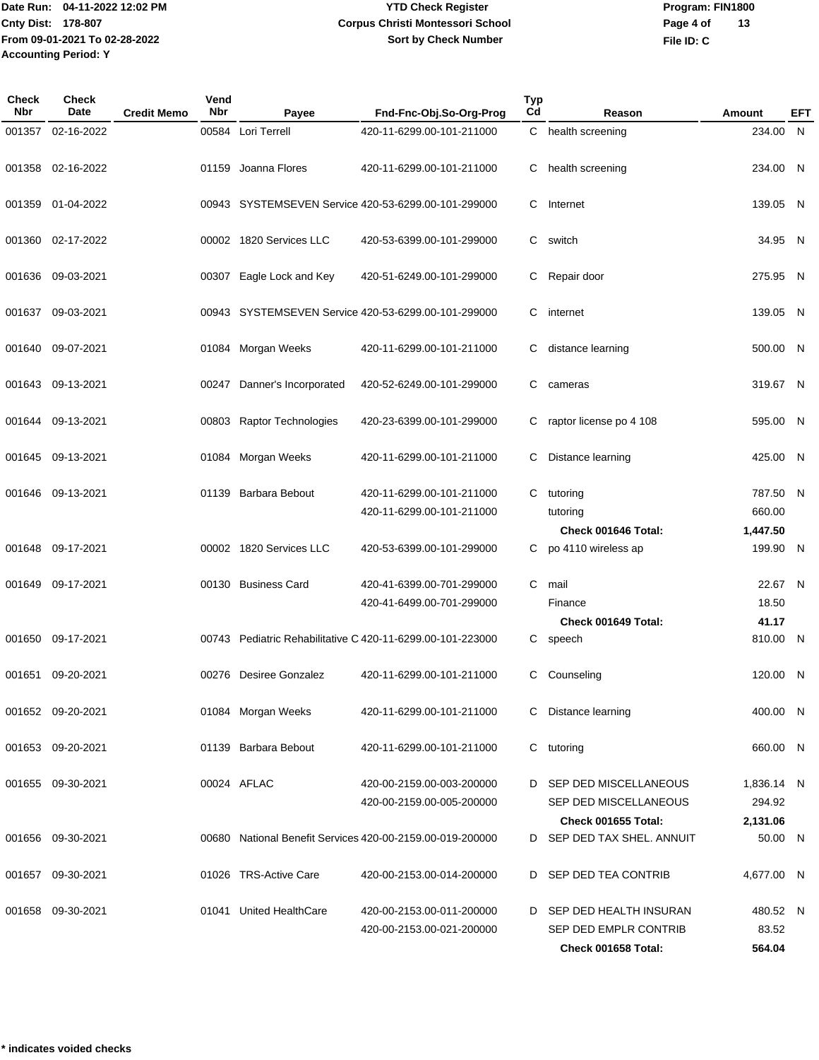Date Run: 04-11-2022 12:02 PM
Cnty Dist: 178-807
From 09-01-2021 To 02-28-2022
Accounting Period: Y

# YTD Check Register
## Corpus Christi Montessori School
### Sort by Check Number

Program: FIN1800
File ID: C

| Check Nbr | Check Date | Credit Memo | Vend Nbr | Payee | Fnd-Fnc-Obj.So-Org-Prog | Typ Cd | Reason | Amount | EFT |
|---|---|---|---|---|---|---|---|---|---|
| 001357 | 02-16-2022 | | 00584 | Lori Terrell | 420-11-6299.00-101-211000 | C | health screening | 234.00 | N |
| 001358 | 02-16-2022 | | 01159 | Joanna Flores | 420-11-6299.00-101-211000 | C | health screening | 234.00 | N |
| 001359 | 01-04-2022 | | 00943 | SYSTEMSEVEN Service | 420-53-6299.00-101-299000 | C | Internet | 139.05 | N |
| 001360 | 02-17-2022 | | 00002 | 1820 Services LLC | 420-53-6399.00-101-299000 | C | switch | 34.95 | N |
| 001636 | 09-03-2021 | | 00307 | Eagle Lock and Key | 420-51-6249.00-101-299000 | C | Repair door | 275.95 | N |
| 001637 | 09-03-2021 | | 00943 | SYSTEMSEVEN Service | 420-53-6299.00-101-299000 | C | internet | 139.05 | N |
| 001640 | 09-07-2021 | | 01084 | Morgan Weeks | 420-11-6299.00-101-211000 | C | distance learning | 500.00 | N |
| 001643 | 09-13-2021 | | 00247 | Danner's Incorporated | 420-52-6249.00-101-299000 | C | cameras | 319.67 | N |
| 001644 | 09-13-2021 | | 00803 | Raptor Technologies | 420-23-6399.00-101-299000 | C | raptor license po 4 108 | 595.00 | N |
| 001645 | 09-13-2021 | | 01084 | Morgan Weeks | 420-11-6299.00-101-211000 | C | Distance learning | 425.00 | N |
| 001646 | 09-13-2021 | | 01139 | Barbara Bebout | 420-11-6299.00-101-211000 | C | tutoring | 787.50 | N |
| | | | | | 420-11-6299.00-101-211000 | | tutoring | 660.00 | |
| | | | | | | | **Check 001646 Total:** | **1,447.50** | |
| 001648 | 09-17-2021 | | 00002 | 1820 Services LLC | 420-53-6399.00-101-299000 | C | po 4110 wireless ap | 199.90 | N |
| 001649 | 09-17-2021 | | 00130 | Business Card | 420-41-6399.00-701-299000 | C | mail | 22.67 | N |
| | | | | | 420-41-6499.00-701-299000 | | Finance | 18.50 | |
| | | | | | | | **Check 001649 Total:** | **41.17** | |
| 001650 | 09-17-2021 | | 00743 | Pediatric Rehabilitative C | 420-11-6299.00-101-223000 | C | speech | 810.00 | N |
| 001651 | 09-20-2021 | | 00276 | Desiree Gonzalez | 420-11-6299.00-101-211000 | C | Counseling | 120.00 | N |
| 001652 | 09-20-2021 | | 01084 | Morgan Weeks | 420-11-6299.00-101-211000 | C | Distance learning | 400.00 | N |
| 001653 | 09-20-2021 | | 01139 | Barbara Bebout | 420-11-6299.00-101-211000 | C | tutoring | 660.00 | N |
| 001655 | 09-30-2021 | | 00024 | AFLAC | 420-00-2159.00-003-200000 | D | SEP DED MISCELLANEOUS | 1,836.14 | N |
| | | | | | 420-00-2159.00-005-200000 | | SEP DED MISCELLANEOUS | 294.92 | |
| | | | | | | | **Check 001655 Total:** | **2,131.06** | |
| 001656 | 09-30-2021 | | 00680 | National Benefit Services | 420-00-2159.00-019-200000 | D | SEP DED TAX SHEL. ANNUIT | 50.00 | N |
| 001657 | 09-30-2021 | | 01026 | TRS-Active Care | 420-00-2153.00-014-200000 | D | SEP DED TEA CONTRIB | 4,677.00 | N |
| 001658 | 09-30-2021 | | 01041 | United HealthCare | 420-00-2153.00-011-200000 | D | SEP DED HEALTH INSURAN | 480.52 | N |
| | | | | | 420-00-2153.00-021-200000 | | SEP DED EMPLR CONTRIB | 83.52 | |
| | | | | | | | **Check 001658 Total:** | **564.04** | |

**\* indicates voided checks**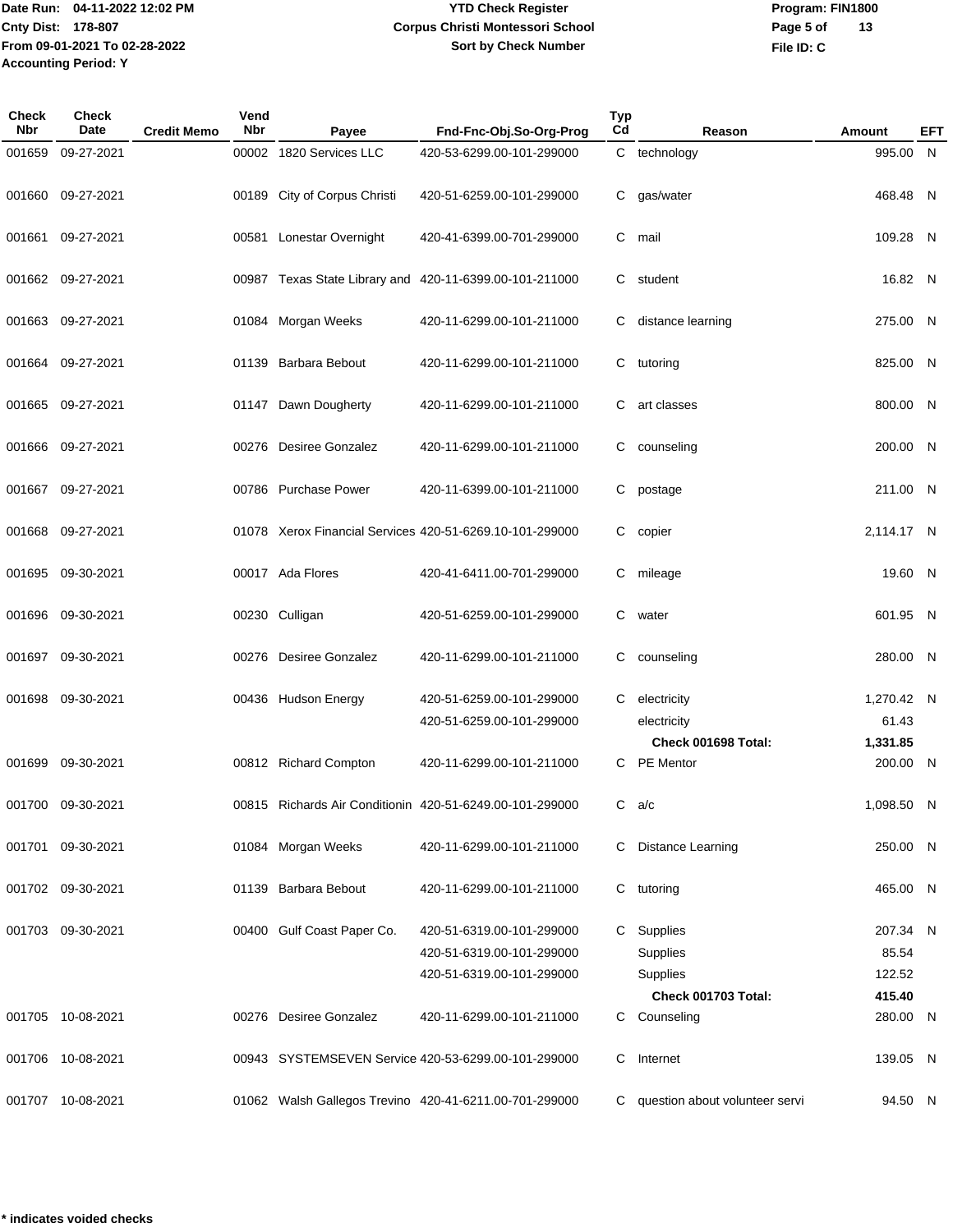Date Run: 04-11-2022 12:02 PM
Cnty Dist: 178-807
From 09-01-2021 To 02-28-2022
Accounting Period: Y

**YTD Check Register**
**Corpus Christi Montessori School**
**Sort by Check Number**

Program: FIN1800
File ID: C

| Check Nbr | Check Date | Credit Memo | Vend Nbr | Payee | Fnd-Fnc-Obj.So-Org-Prog | Typ Cd | Reason | Amount | EFT |
|---|---|---|---|---|---|---|---|---|---|
| 001659 | 09-27-2021 | | 00002 | 1820 Services LLC | 420-53-6299.00-101-299000 | C | technology | 995.00 | N |
| 001660 | 09-27-2021 | | 00189 | City of Corpus Christi | 420-51-6259.00-101-299000 | C | gas/water | 468.48 | N |
| 001661 | 09-27-2021 | | 00581 | Lonestar Overnight | 420-41-6399.00-701-299000 | C | mail | 109.28 | N |
| 001662 | 09-27-2021 | | 00987 | Texas State Library and | 420-11-6399.00-101-211000 | C | student | 16.82 | N |
| 001663 | 09-27-2021 | | 01084 | Morgan Weeks | 420-11-6299.00-101-211000 | C | distance learning | 275.00 | N |
| 001664 | 09-27-2021 | | 01139 | Barbara Bebout | 420-11-6299.00-101-211000 | C | tutoring | 825.00 | N |
| 001665 | 09-27-2021 | | 01147 | Dawn Dougherty | 420-11-6299.00-101-211000 | C | art classes | 800.00 | N |
| 001666 | 09-27-2021 | | 00276 | Desiree Gonzalez | 420-11-6299.00-101-211000 | C | counseling | 200.00 | N |
| 001667 | 09-27-2021 | | 00786 | Purchase Power | 420-11-6399.00-101-211000 | C | postage | 211.00 | N |
| 001668 | 09-27-2021 | | 01078 | Xerox Financial Services | 420-51-6269.10-101-299000 | C | copier | 2,114.17 | N |
| 001695 | 09-30-2021 | | 00017 | Ada Flores | 420-41-6411.00-701-299000 | C | mileage | 19.60 | N |
| 001696 | 09-30-2021 | | 00230 | Culligan | 420-51-6259.00-101-299000 | C | water | 601.95 | N |
| 001697 | 09-30-2021 | | 00276 | Desiree Gonzalez | 420-11-6299.00-101-211000 | C | counseling | 280.00 | N |
| 001698 | 09-30-2021 | | 00436 | Hudson Energy | 420-51-6259.00-101-299000 | C | electricity | 1,270.42 | N |
| | | | | | 420-51-6259.00-101-299000 | | electricity | 61.43 | |
| | | | | | | | **Check 001698 Total:** | **1,331.85** | |
| 001699 | 09-30-2021 | | 00812 | Richard Compton | 420-11-6299.00-101-211000 | C | PE Mentor | 200.00 | N |
| 001700 | 09-30-2021 | | 00815 | Richards Air Conditionin | 420-51-6249.00-101-299000 | C | a/c | 1,098.50 | N |
| 001701 | 09-30-2021 | | 01084 | Morgan Weeks | 420-11-6299.00-101-211000 | C | Distance Learning | 250.00 | N |
| 001702 | 09-30-2021 | | 01139 | Barbara Bebout | 420-11-6299.00-101-211000 | C | tutoring | 465.00 | N |
| 001703 | 09-30-2021 | | 00400 | Gulf Coast Paper Co. | 420-51-6319.00-101-299000 | C | Supplies | 207.34 | N |
| | | | | | 420-51-6319.00-101-299000 | | Supplies | 85.54 | |
| | | | | | 420-51-6319.00-101-299000 | | Supplies | 122.52 | |
| | | | | | | | **Check 001703 Total:** | **415.40** | |
| 001705 | 10-08-2021 | | 00276 | Desiree Gonzalez | 420-11-6299.00-101-211000 | C | Counseling | 280.00 | N |
| 001706 | 10-08-2021 | | 00943 | SYSTEMSEVEN Service | 420-53-6299.00-101-299000 | C | Internet | 139.05 | N |
| 001707 | 10-08-2021 | | 01062 | Walsh Gallegos Trevino | 420-41-6211.00-701-299000 | C | question about volunteer servi | 94.50 | N |

**\* indicates voided checks**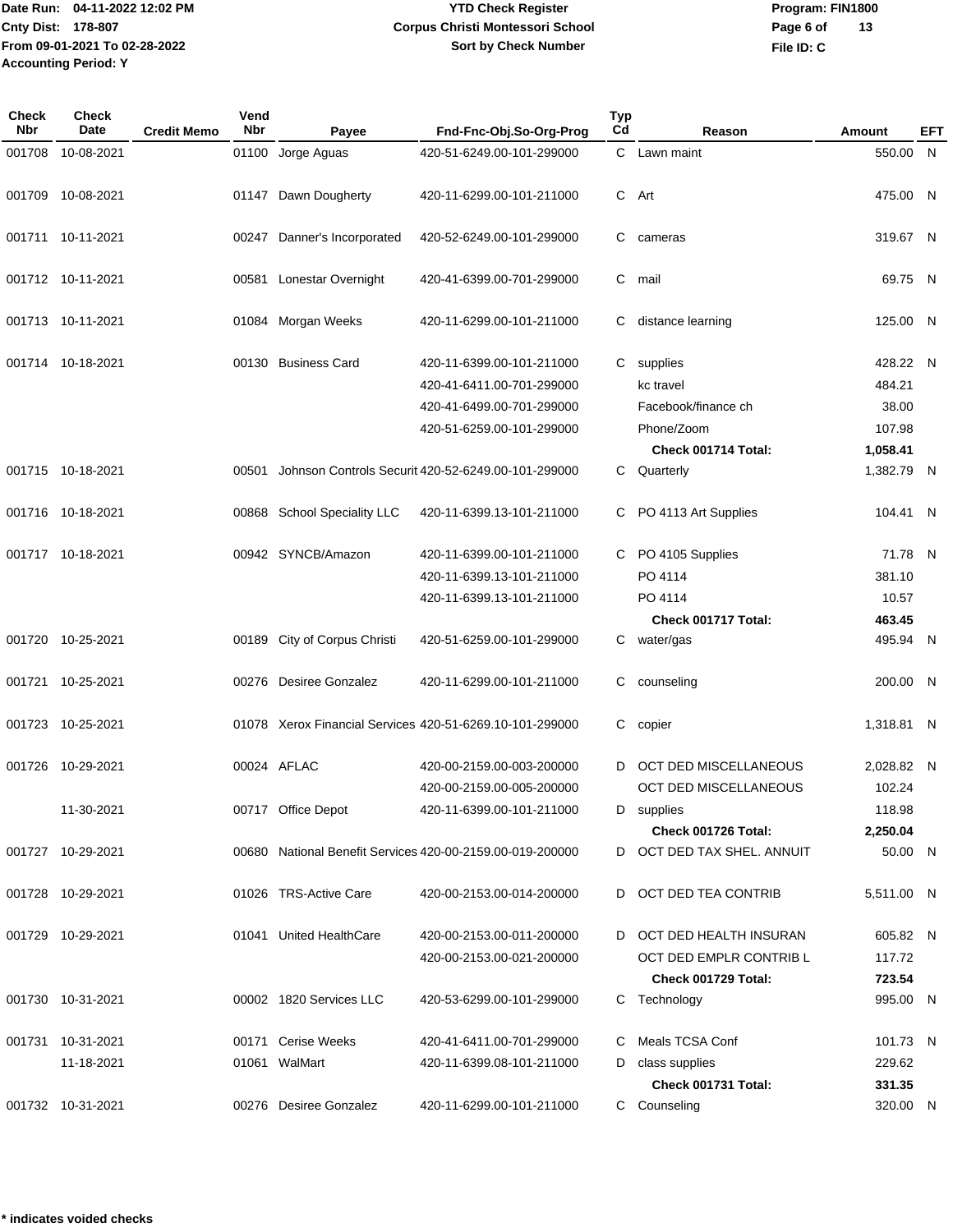# YTD Check Register

**Corpus Christi Montessori School**

**Sort by Check Number**

Date Run: 04-11-2022 12:02 PM
Cnty Dist: 178-807
From 09-01-2021 To 02-28-2022
Accounting Period: Y

Program: FIN1800
File ID: C

| Check Nbr | Check Date | Credit Memo | Vend Nbr | Payee | Fnd-Fnc-Obj.So-Org-Prog | Typ Cd | Reason | Amount | EFT |
|---|---|---|---|---|---|---|---|---|---|
| 001708 | 10-08-2021 | | 01100 | Jorge Aguas | 420-51-6249.00-101-299000 | C | Lawn maint | 550.00 | N |
| 001709 | 10-08-2021 | | 01147 | Dawn Dougherty | 420-11-6299.00-101-211000 | C | Art | 475.00 | N |
| 001711 | 10-11-2021 | | 00247 | Danner's Incorporated | 420-52-6249.00-101-299000 | C | cameras | 319.67 | N |
| 001712 | 10-11-2021 | | 00581 | Lonestar Overnight | 420-41-6399.00-701-299000 | C | mail | 69.75 | N |
| 001713 | 10-11-2021 | | 01084 | Morgan Weeks | 420-11-6299.00-101-211000 | C | distance learning | 125.00 | N |
| 001714 | 10-18-2021 | | 00130 | Business Card | 420-11-6399.00-101-211000 | C | supplies | 428.22 | N |
| | | | | | 420-41-6411.00-701-299000 | | kc travel | 484.21 | |
| | | | | | 420-41-6499.00-701-299000 | | Facebook/finance ch | 38.00 | |
| | | | | | 420-51-6259.00-101-299000 | | Phone/Zoom | 107.98 | |
| | | | | | | | **Check 001714 Total:** | **1,058.41** | |
| 001715 | 10-18-2021 | | 00501 | Johnson Controls Securit | 420-52-6249.00-101-299000 | C | Quarterly | 1,382.79 | N |
| 001716 | 10-18-2021 | | 00868 | School Speciality LLC | 420-11-6399.13-101-211000 | C | PO 4113 Art Supplies | 104.41 | N |
| 001717 | 10-18-2021 | | 00942 | SYNCB/Amazon | 420-11-6399.00-101-211000 | C | PO 4105 Supplies | 71.78 | N |
| | | | | | 420-11-6399.13-101-211000 | | PO 4114 | 381.10 | |
| | | | | | 420-11-6399.13-101-211000 | | PO 4114 | 10.57 | |
| | | | | | | | **Check 001717 Total:** | **463.45** | |
| 001720 | 10-25-2021 | | 00189 | City of Corpus Christi | 420-51-6259.00-101-299000 | C | water/gas | 495.94 | N |
| 001721 | 10-25-2021 | | 00276 | Desiree Gonzalez | 420-11-6299.00-101-211000 | C | counseling | 200.00 | N |
| 001723 | 10-25-2021 | | 01078 | Xerox Financial Services | 420-51-6269.10-101-299000 | C | copier | 1,318.81 | N |
| 001726 | 10-29-2021 | | 00024 | AFLAC | 420-00-2159.00-003-200000 | D | OCT DED MISCELLANEOUS | 2,028.82 | N |
| | | | | | 420-00-2159.00-005-200000 | | OCT DED MISCELLANEOUS | 102.24 | |
| | 11-30-2021 | | 00717 | Office Depot | 420-11-6399.00-101-211000 | D | supplies | 118.98 | |
| | | | | | | | **Check 001726 Total:** | **2,250.04** | |
| 001727 | 10-29-2021 | | 00680 | National Benefit Services | 420-00-2159.00-019-200000 | D | OCT DED TAX SHEL. ANNUIT | 50.00 | N |
| 001728 | 10-29-2021 | | 01026 | TRS-Active Care | 420-00-2153.00-014-200000 | D | OCT DED TEA CONTRIB | 5,511.00 | N |
| 001729 | 10-29-2021 | | 01041 | United HealthCare | 420-00-2153.00-011-200000 | D | OCT DED HEALTH INSURAN | 605.82 | N |
| | | | | | 420-00-2153.00-021-200000 | | OCT DED EMPLR CONTRIB L | 117.72 | |
| | | | | | | | **Check 001729 Total:** | **723.54** | |
| 001730 | 10-31-2021 | | 00002 | 1820 Services LLC | 420-53-6299.00-101-299000 | C | Technology | 995.00 | N |
| 001731 | 10-31-2021 | | 00171 | Cerise Weeks | 420-41-6411.00-701-299000 | C | Meals TCSA Conf | 101.73 | N |
| | 11-18-2021 | | 01061 | WalMart | 420-11-6399.08-101-211000 | D | class supplies | 229.62 | |
| | | | | | | | **Check 001731 Total:** | **331.35** | |
| 001732 | 10-31-2021 | | 00276 | Desiree Gonzalez | 420-11-6299.00-101-211000 | C | Counseling | 320.00 | N |

**\* indicates voided checks**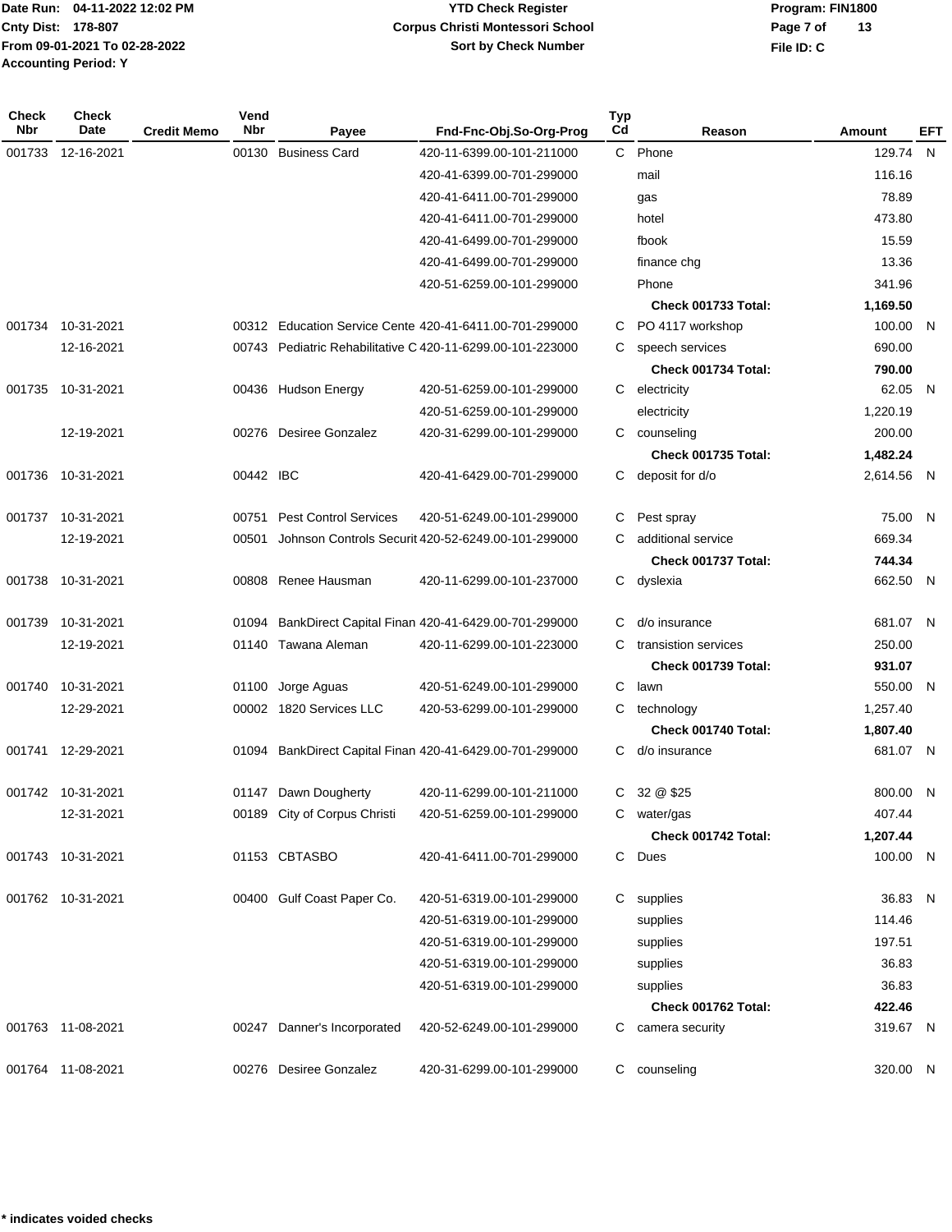Date Run: 04-11-2022 12:02 PM
Cnty Dist: 178-807
From 09-01-2021 To 02-28-2022
Accounting Period: Y

**YTD Check Register**
**Corpus Christi Montessori School**
**Sort by Check Number**

Program: FIN1800
File ID: C

| Check Nbr | Check Date | Credit Memo | Vend Nbr | Payee | Fnd-Fnc-Obj.So-Org-Prog | Typ Cd | Reason | Amount | EFT |
|---|---|---|---|---|---|---|---|---|---|
| 001733 | 12-16-2021 | | 00130 | Business Card | 420-11-6399.00-101-211000 | C | Phone | 129.74 | N |
| | | | | | 420-41-6399.00-701-299000 | | mail | 116.16 | |
| | | | | | 420-41-6411.00-701-299000 | | gas | 78.89 | |
| | | | | | 420-41-6411.00-701-299000 | | hotel | 473.80 | |
| | | | | | 420-41-6499.00-701-299000 | | fbook | 15.59 | |
| | | | | | 420-41-6499.00-701-299000 | | finance chg | 13.36 | |
| | | | | | 420-51-6259.00-101-299000 | | Phone | 341.96 | |
| | | | | | | | **Check 001733 Total:** | **1,169.50** | |
| 001734 | 10-31-2021 | | 00312 | Education Service Cente | 420-41-6411.00-701-299000 | C | PO 4117 workshop | 100.00 | N |
| | 12-16-2021 | | 00743 | Pediatric Rehabilitative C | 420-11-6299.00-101-223000 | C | speech services | 690.00 | |
| | | | | | | | **Check 001734 Total:** | **790.00** | |
| 001735 | 10-31-2021 | | 00436 | Hudson Energy | 420-51-6259.00-101-299000 | C | electricity | 62.05 | N |
| | | | | | 420-51-6259.00-101-299000 | | electricity | 1,220.19 | |
| | 12-19-2021 | | 00276 | Desiree Gonzalez | 420-31-6299.00-101-299000 | C | counseling | 200.00 | |
| | | | | | | | **Check 001735 Total:** | **1,482.24** | |
| 001736 | 10-31-2021 | | 00442 | IBC | 420-41-6429.00-701-299000 | C | deposit for d/o | 2,614.56 | N |
| 001737 | 10-31-2021 | | 00751 | Pest Control Services | 420-51-6249.00-101-299000 | C | Pest spray | 75.00 | N |
| | 12-19-2021 | | 00501 | Johnson Controls Securit | 420-52-6249.00-101-299000 | C | additional service | 669.34 | |
| | | | | | | | **Check 001737 Total:** | **744.34** | |
| 001738 | 10-31-2021 | | 00808 | Renee Hausman | 420-11-6299.00-101-237000 | C | dyslexia | 662.50 | N |
| 001739 | 10-31-2021 | | 01094 | BankDirect Capital Finan | 420-41-6429.00-701-299000 | C | d/o insurance | 681.07 | N |
| | 12-19-2021 | | 01140 | Tawana Aleman | 420-11-6299.00-101-223000 | C | transistion services | 250.00 | |
| | | | | | | | **Check 001739 Total:** | **931.07** | |
| 001740 | 10-31-2021 | | 01100 | Jorge Aguas | 420-51-6249.00-101-299000 | C | lawn | 550.00 | N |
| | 12-29-2021 | | 00002 | 1820 Services LLC | 420-53-6299.00-101-299000 | C | technology | 1,257.40 | |
| | | | | | | | **Check 001740 Total:** | **1,807.40** | |
| 001741 | 12-29-2021 | | 01094 | BankDirect Capital Finan | 420-41-6429.00-701-299000 | C | d/o insurance | 681.07 | N |
| 001742 | 10-31-2021 | | 01147 | Dawn Dougherty | 420-11-6299.00-101-211000 | C | 32 @ $25 | 800.00 | N |
| | 12-31-2021 | | 00189 | City of Corpus Christi | 420-51-6259.00-101-299000 | C | water/gas | 407.44 | |
| | | | | | | | **Check 001742 Total:** | **1,207.44** | |
| 001743 | 10-31-2021 | | 01153 | CBTASBO | 420-41-6411.00-701-299000 | C | Dues | 100.00 | N |
| 001762 | 10-31-2021 | | 00400 | Gulf Coast Paper Co. | 420-51-6319.00-101-299000 | C | supplies | 36.83 | N |
| | | | | | 420-51-6319.00-101-299000 | | supplies | 114.46 | |
| | | | | | 420-51-6319.00-101-299000 | | supplies | 197.51 | |
| | | | | | 420-51-6319.00-101-299000 | | supplies | 36.83 | |
| | | | | | 420-51-6319.00-101-299000 | | supplies | 36.83 | |
| | | | | | | | **Check 001762 Total:** | **422.46** | |
| 001763 | 11-08-2021 | | 00247 | Danner's Incorporated | 420-52-6249.00-101-299000 | C | camera security | 319.67 | N |
| 001764 | 11-08-2021 | | 00276 | Desiree Gonzalez | 420-31-6299.00-101-299000 | C | counseling | 320.00 | N |

**\* indicates voided checks**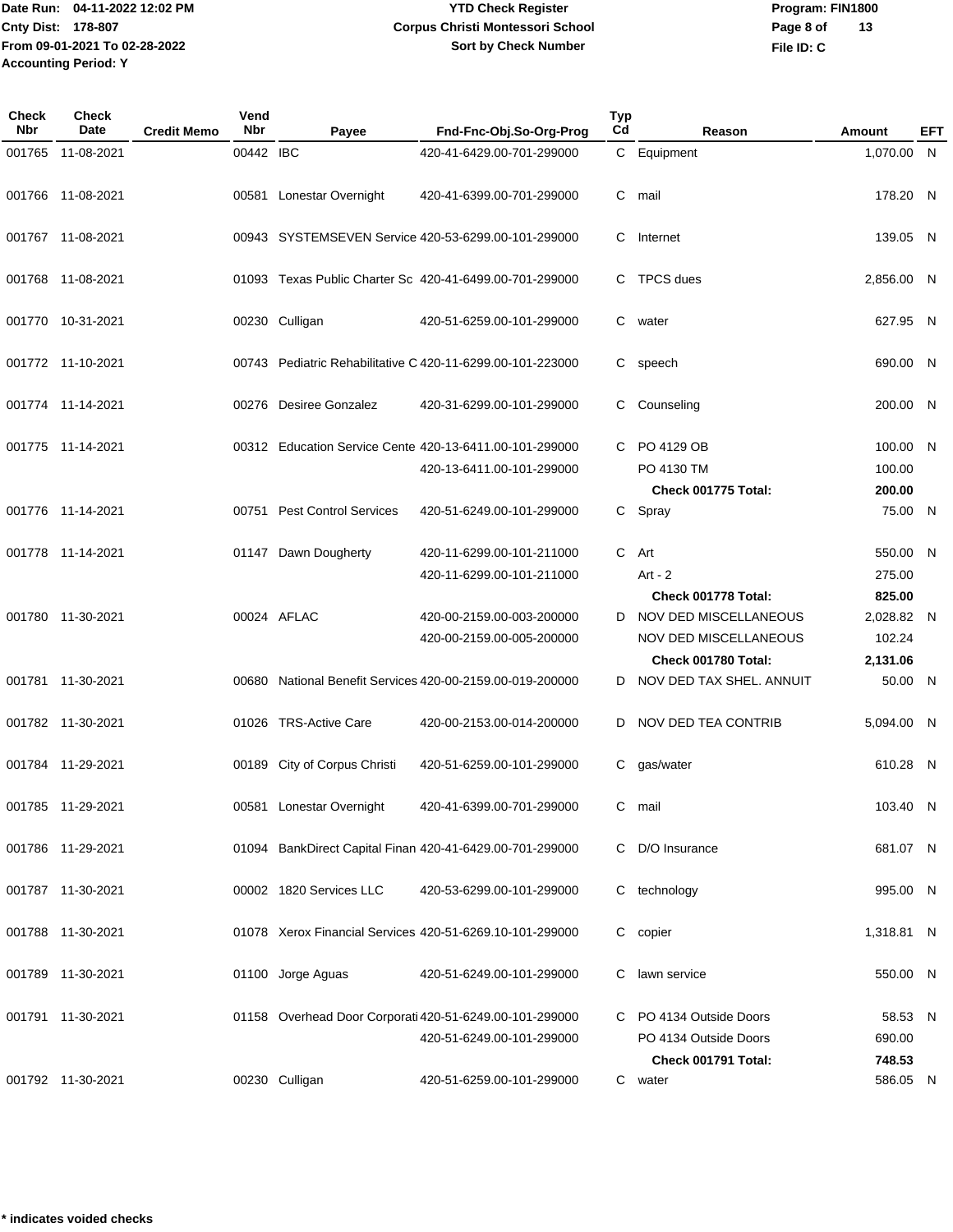Date Run: 04-11-2022 12:02 PM
Cnty Dist: 178-807
From 09-01-2021 To 02-28-2022
Accounting Period: Y

# YTD Check Register
## Corpus Christi Montessori School
### Sort by Check Number

Program: FIN1800
File ID: C

| Check Nbr | Check Date | Credit Memo | Vend Nbr | Payee | Fnd-Fnc-Obj.So-Org-Prog | Typ Cd | Reason | Amount | EFT |
|---|---|---|---|---|---|---|---|---|---|
| 001765 | 11-08-2021 | | 00442 | IBC | 420-41-6429.00-701-299000 | C | Equipment | 1,070.00 | N |
| 001766 | 11-08-2021 | | 00581 | Lonestar Overnight | 420-41-6399.00-701-299000 | C | mail | 178.20 | N |
| 001767 | 11-08-2021 | | 00943 | SYSTEMSEVEN Service | 420-53-6299.00-101-299000 | C | Internet | 139.05 | N |
| 001768 | 11-08-2021 | | 01093 | Texas Public Charter Sc | 420-41-6499.00-701-299000 | C | TPCS dues | 2,856.00 | N |
| 001770 | 10-31-2021 | | 00230 | Culligan | 420-51-6259.00-101-299000 | C | water | 627.95 | N |
| 001772 | 11-10-2021 | | 00743 | Pediatric Rehabilitative C | 420-11-6299.00-101-223000 | C | speech | 690.00 | N |
| 001774 | 11-14-2021 | | 00276 | Desiree Gonzalez | 420-31-6299.00-101-299000 | C | Counseling | 200.00 | N |
| 001775 | 11-14-2021 | | 00312 | Education Service Cente | 420-13-6411.00-101-299000 | C | PO 4129 OB | 100.00 | N |
| | | | | | 420-13-6411.00-101-299000 | | PO 4130 TM | 100.00 | |
| | | | | | | | **Check 001775 Total:** | **200.00** | |
| 001776 | 11-14-2021 | | 00751 | Pest Control Services | 420-51-6249.00-101-299000 | C | Spray | 75.00 | N |
| 001778 | 11-14-2021 | | 01147 | Dawn Dougherty | 420-11-6299.00-101-211000 | C | Art | 550.00 | N |
| | | | | | 420-11-6299.00-101-211000 | | Art - 2 | 275.00 | |
| | | | | | | | **Check 001778 Total:** | **825.00** | |
| 001780 | 11-30-2021 | | 00024 | AFLAC | 420-00-2159.00-003-200000 | D | NOV DED MISCELLANEOUS | 2,028.82 | N |
| | | | | | 420-00-2159.00-005-200000 | | NOV DED MISCELLANEOUS | 102.24 | |
| | | | | | | | **Check 001780 Total:** | **2,131.06** | |
| 001781 | 11-30-2021 | | 00680 | National Benefit Services | 420-00-2159.00-019-200000 | D | NOV DED TAX SHEL. ANNUIT | 50.00 | N |
| 001782 | 11-30-2021 | | 01026 | TRS-Active Care | 420-00-2153.00-014-200000 | D | NOV DED TEA CONTRIB | 5,094.00 | N |
| 001784 | 11-29-2021 | | 00189 | City of Corpus Christi | 420-51-6259.00-101-299000 | C | gas/water | 610.28 | N |
| 001785 | 11-29-2021 | | 00581 | Lonestar Overnight | 420-41-6399.00-701-299000 | C | mail | 103.40 | N |
| 001786 | 11-29-2021 | | 01094 | BankDirect Capital Finan | 420-41-6429.00-701-299000 | C | D/O Insurance | 681.07 | N |
| 001787 | 11-30-2021 | | 00002 | 1820 Services LLC | 420-53-6299.00-101-299000 | C | technology | 995.00 | N |
| 001788 | 11-30-2021 | | 01078 | Xerox Financial Services | 420-51-6269.10-101-299000 | C | copier | 1,318.81 | N |
| 001789 | 11-30-2021 | | 01100 | Jorge Aguas | 420-51-6249.00-101-299000 | C | lawn service | 550.00 | N |
| 001791 | 11-30-2021 | | 01158 | Overhead Door Corporati | 420-51-6249.00-101-299000 | C | PO 4134 Outside Doors | 58.53 | N |
| | | | | | 420-51-6249.00-101-299000 | | PO 4134 Outside Doors | 690.00 | |
| | | | | | | | **Check 001791 Total:** | **748.53** | |
| 001792 | 11-30-2021 | | 00230 | Culligan | 420-51-6259.00-101-299000 | C | water | 586.05 | N |

**\* indicates voided checks**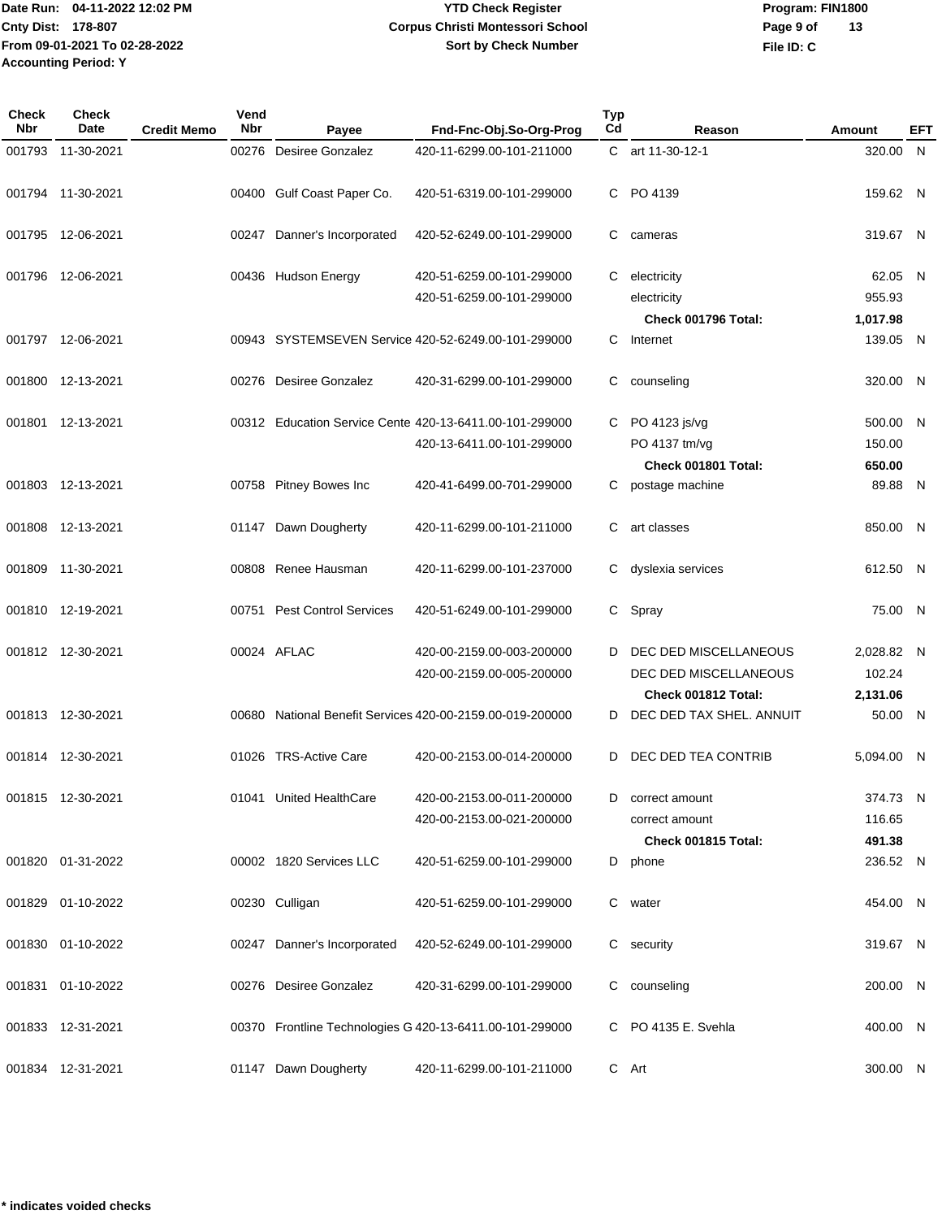Date Run: 04-11-2022 12:02 PM
Cnty Dist: 178-807
From 09-01-2021 To 02-28-2022
Accounting Period: Y

# YTD Check Register
## Corpus Christi Montessori School
### Sort by Check Number

Program: FIN1800
File ID: C

| Check Nbr | Check Date | Credit Memo | Vend Nbr | Payee | Fnd-Fnc-Obj.So-Org-Prog | Typ Cd | Reason | Amount | EFT |
|---|---|---|---|---|---|---|---|---|---|
| 001793 | 11-30-2021 | | 00276 | Desiree Gonzalez | 420-11-6299.00-101-211000 | C | art 11-30-12-1 | 320.00 | N |
| 001794 | 11-30-2021 | | 00400 | Gulf Coast Paper Co. | 420-51-6319.00-101-299000 | C | PO 4139 | 159.62 | N |
| 001795 | 12-06-2021 | | 00247 | Danner's Incorporated | 420-52-6249.00-101-299000 | C | cameras | 319.67 | N |
| 001796 | 12-06-2021 | | 00436 | Hudson Energy | 420-51-6259.00-101-299000 | C | electricity | 62.05 | N |
| | | | | | 420-51-6259.00-101-299000 | | electricity | 955.93 | |
| | | | | | | | **Check 001796 Total:** | **1,017.98** | |
| 001797 | 12-06-2021 | | 00943 | SYSTEMSEVEN Service | 420-52-6249.00-101-299000 | C | Internet | 139.05 | N |
| 001800 | 12-13-2021 | | 00276 | Desiree Gonzalez | 420-31-6299.00-101-299000 | C | counseling | 320.00 | N |
| 001801 | 12-13-2021 | | 00312 | Education Service Cente | 420-13-6411.00-101-299000 | C | PO 4123 js/vg | 500.00 | N |
| | | | | | 420-13-6411.00-101-299000 | | PO 4137 tm/vg | 150.00 | |
| | | | | | | | **Check 001801 Total:** | **650.00** | |
| 001803 | 12-13-2021 | | 00758 | Pitney Bowes Inc | 420-41-6499.00-701-299000 | C | postage machine | 89.88 | N |
| 001808 | 12-13-2021 | | 01147 | Dawn Dougherty | 420-11-6299.00-101-211000 | C | art classes | 850.00 | N |
| 001809 | 11-30-2021 | | 00808 | Renee Hausman | 420-11-6299.00-101-237000 | C | dyslexia services | 612.50 | N |
| 001810 | 12-19-2021 | | 00751 | Pest Control Services | 420-51-6249.00-101-299000 | C | Spray | 75.00 | N |
| 001812 | 12-30-2021 | | 00024 | AFLAC | 420-00-2159.00-003-200000 | D | DEC DED MISCELLANEOUS | 2,028.82 | N |
| | | | | | 420-00-2159.00-005-200000 | | DEC DED MISCELLANEOUS | 102.24 | |
| | | | | | | | **Check 001812 Total:** | **2,131.06** | |
| 001813 | 12-30-2021 | | 00680 | National Benefit Services | 420-00-2159.00-019-200000 | D | DEC DED TAX SHEL. ANNUIT | 50.00 | N |
| 001814 | 12-30-2021 | | 01026 | TRS-Active Care | 420-00-2153.00-014-200000 | D | DEC DED TEA CONTRIB | 5,094.00 | N |
| 001815 | 12-30-2021 | | 01041 | United HealthCare | 420-00-2153.00-011-200000 | D | correct amount | 374.73 | N |
| | | | | | 420-00-2153.00-021-200000 | | correct amount | 116.65 | |
| | | | | | | | **Check 001815 Total:** | **491.38** | |
| 001820 | 01-31-2022 | | 00002 | 1820 Services LLC | 420-51-6259.00-101-299000 | D | phone | 236.52 | N |
| 001829 | 01-10-2022 | | 00230 | Culligan | 420-51-6259.00-101-299000 | C | water | 454.00 | N |
| 001830 | 01-10-2022 | | 00247 | Danner's Incorporated | 420-52-6249.00-101-299000 | C | security | 319.67 | N |
| 001831 | 01-10-2022 | | 00276 | Desiree Gonzalez | 420-31-6299.00-101-299000 | C | counseling | 200.00 | N |
| 001833 | 12-31-2021 | | 00370 | Frontline Technologies G | 420-13-6411.00-101-299000 | C | PO 4135 E. Svehla | 400.00 | N |
| 001834 | 12-31-2021 | | 01147 | Dawn Dougherty | 420-11-6299.00-101-211000 | C | Art | 300.00 | N |

* indicates voided checks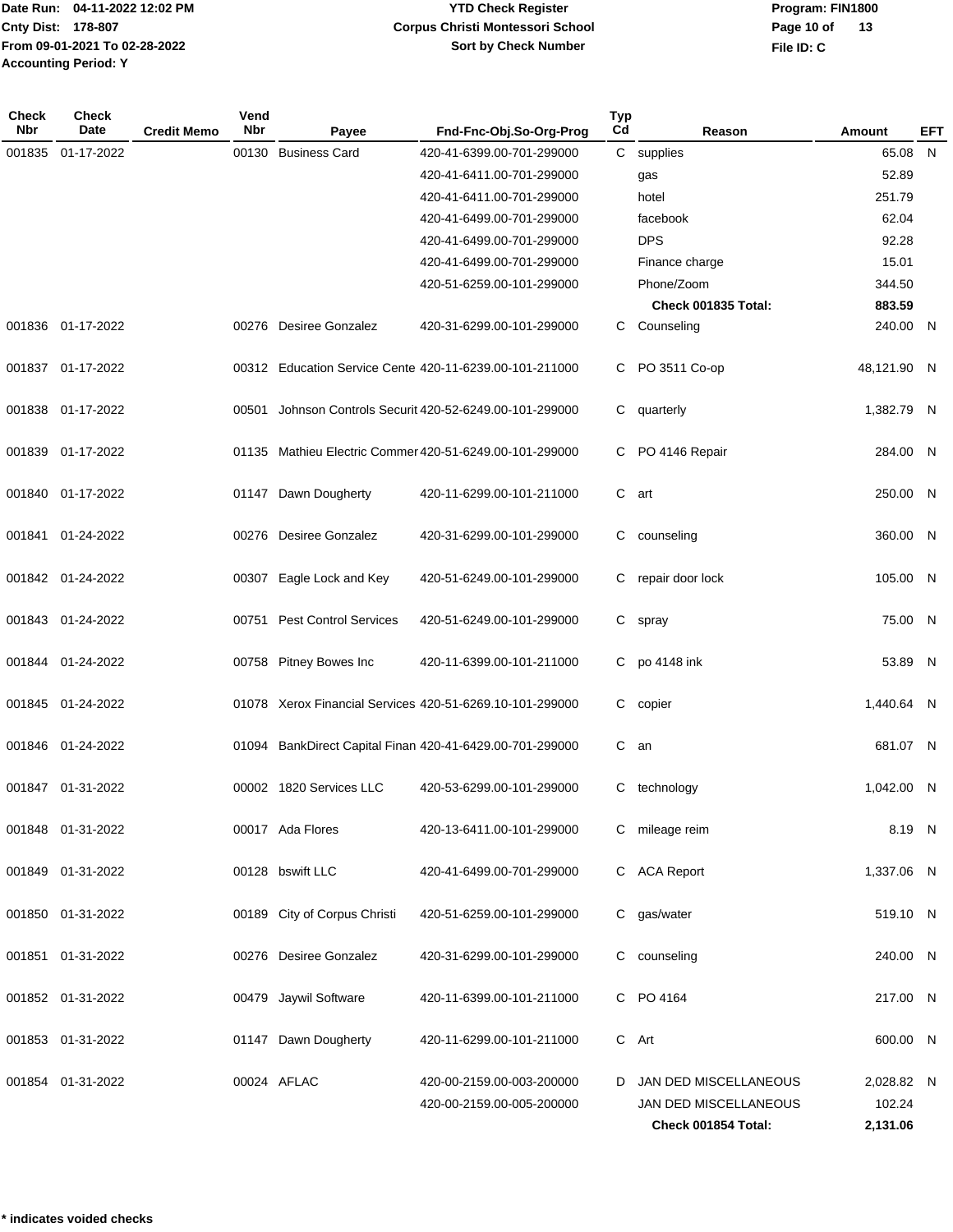Date Run: 04-11-2022 12:02 PM
Cnty Dist: 178-807
From 09-01-2021 To 02-28-2022
Accounting Period: Y

**YTD Check Register**
**Corpus Christi Montessori School**
**Sort by Check Number**

Program: FIN1800
File ID: C

| Check Nbr | Check Date | Credit Memo | Vend Nbr | Payee | Fnd-Fnc-Obj.So-Org-Prog | Typ Cd | Reason | Amount | EFT |
|---|---|---|---|---|---|---|---|---|---|
| 001835 | 01-17-2022 | | 00130 | Business Card | 420-41-6399.00-701-299000 | C | supplies | 65.08 | N |
| | | | | | 420-41-6411.00-701-299000 | | gas | 52.89 | |
| | | | | | 420-41-6411.00-701-299000 | | hotel | 251.79 | |
| | | | | | 420-41-6499.00-701-299000 | | facebook | 62.04 | |
| | | | | | 420-41-6499.00-701-299000 | | DPS | 92.28 | |
| | | | | | 420-41-6499.00-701-299000 | | Finance charge | 15.01 | |
| | | | | | 420-51-6259.00-101-299000 | | Phone/Zoom | 344.50 | |
| | | | | | | | **Check 001835 Total:** | **883.59** | |
| 001836 | 01-17-2022 | | 00276 | Desiree Gonzalez | 420-31-6299.00-101-299000 | C | Counseling | 240.00 | N |
| 001837 | 01-17-2022 | | 00312 | Education Service Cente | 420-11-6239.00-101-211000 | C | PO 3511 Co-op | 48,121.90 | N |
| 001838 | 01-17-2022 | | 00501 | Johnson Controls Securit | 420-52-6249.00-101-299000 | C | quarterly | 1,382.79 | N |
| 001839 | 01-17-2022 | | 01135 | Mathieu Electric Commer | 420-51-6249.00-101-299000 | C | PO 4146 Repair | 284.00 | N |
| 001840 | 01-17-2022 | | 01147 | Dawn Dougherty | 420-11-6299.00-101-211000 | C | art | 250.00 | N |
| 001841 | 01-24-2022 | | 00276 | Desiree Gonzalez | 420-31-6299.00-101-299000 | C | counseling | 360.00 | N |
| 001842 | 01-24-2022 | | 00307 | Eagle Lock and Key | 420-51-6249.00-101-299000 | C | repair door lock | 105.00 | N |
| 001843 | 01-24-2022 | | 00751 | Pest Control Services | 420-51-6249.00-101-299000 | C | spray | 75.00 | N |
| 001844 | 01-24-2022 | | 00758 | Pitney Bowes Inc | 420-11-6399.00-101-211000 | C | po 4148 ink | 53.89 | N |
| 001845 | 01-24-2022 | | 01078 | Xerox Financial Services | 420-51-6269.10-101-299000 | C | copier | 1,440.64 | N |
| 001846 | 01-24-2022 | | 01094 | BankDirect Capital Finan | 420-41-6429.00-701-299000 | C | an | 681.07 | N |
| 001847 | 01-31-2022 | | 00002 | 1820 Services LLC | 420-53-6299.00-101-299000 | C | technology | 1,042.00 | N |
| 001848 | 01-31-2022 | | 00017 | Ada Flores | 420-13-6411.00-101-299000 | C | mileage reim | 8.19 | N |
| 001849 | 01-31-2022 | | 00128 | bswift LLC | 420-41-6499.00-701-299000 | C | ACA Report | 1,337.06 | N |
| 001850 | 01-31-2022 | | 00189 | City of Corpus Christi | 420-51-6259.00-101-299000 | C | gas/water | 519.10 | N |
| 001851 | 01-31-2022 | | 00276 | Desiree Gonzalez | 420-31-6299.00-101-299000 | C | counseling | 240.00 | N |
| 001852 | 01-31-2022 | | 00479 | Jaywil Software | 420-11-6399.00-101-211000 | C | PO 4164 | 217.00 | N |
| 001853 | 01-31-2022 | | 01147 | Dawn Dougherty | 420-11-6299.00-101-211000 | C | Art | 600.00 | N |
| 001854 | 01-31-2022 | | 00024 | AFLAC | 420-00-2159.00-003-200000 | D | JAN DED MISCELLANEOUS | 2,028.82 | N |
| | | | | | 420-00-2159.00-005-200000 | | JAN DED MISCELLANEOUS | 102.24 | |
| | | | | | | | **Check 001854 Total:** | **2,131.06** | |

\* indicates voided checks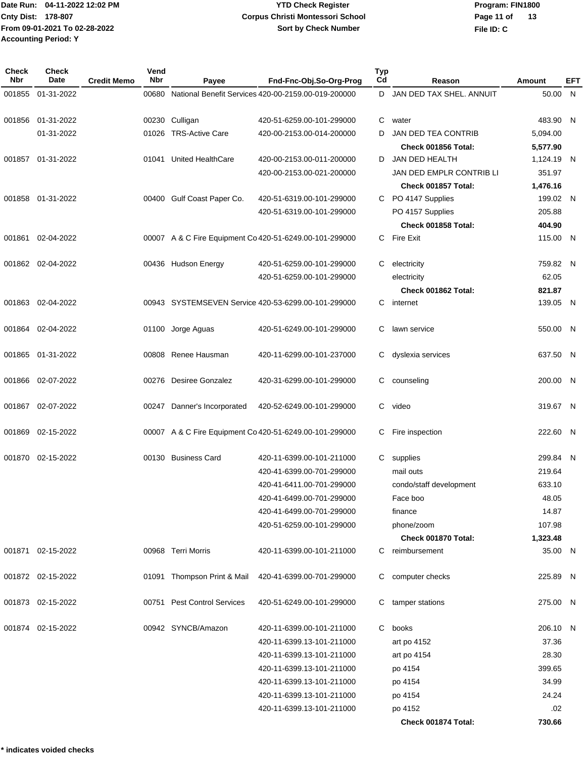| Check Nbr | Check Date | Credit Memo | Vend Nbr | Payee | Fnd-Fnc-Obj.So-Org-Prog | Typ Cd | Reason | Amount | EFT |
|---|---|---|---|---|---|---|---|---|---|
| 001855 | 01-31-2022 | | 00680 | National Benefit Services | 420-00-2159.00-019-200000 | D | JAN DED TAX SHEL. ANNUIT | 50.00 | N |
| 001856 | 01-31-2022 | | 00230 | Culligan | 420-51-6259.00-101-299000 | C | water | 483.90 | N |
| | 01-31-2022 | | 01026 | TRS-Active Care | 420-00-2153.00-014-200000 | D | JAN DED TEA CONTRIB | 5,094.00 | |
| | | | | | | | **Check 001856 Total:** | **5,577.90** | |
| 001857 | 01-31-2022 | | 01041 | United HealthCare | 420-00-2153.00-011-200000 | D | JAN DED HEALTH | 1,124.19 | N |
| | | | | | 420-00-2153.00-021-200000 | | JAN DED EMPLR CONTRIB LI | 351.97 | |
| | | | | | | | **Check 001857 Total:** | **1,476.16** | |
| 001858 | 01-31-2022 | | 00400 | Gulf Coast Paper Co. | 420-51-6319.00-101-299000 | C | PO 4147 Supplies | 199.02 | N |
| | | | | | 420-51-6319.00-101-299000 | | PO 4157 Supplies | 205.88 | |
| | | | | | | | **Check 001858 Total:** | **404.90** | |
| 001861 | 02-04-2022 | | 00007 | A & C Fire Equipment Co | 420-51-6249.00-101-299000 | C | Fire Exit | 115.00 | N |
| 001862 | 02-04-2022 | | 00436 | Hudson Energy | 420-51-6259.00-101-299000 | C | electricity | 759.82 | N |
| | | | | | 420-51-6259.00-101-299000 | | electricity | 62.05 | |
| | | | | | | | **Check 001862 Total:** | **821.87** | |
| 001863 | 02-04-2022 | | 00943 | SYSTEMSEVEN Service | 420-53-6299.00-101-299000 | C | internet | 139.05 | N |
| 001864 | 02-04-2022 | | 01100 | Jorge Aguas | 420-51-6249.00-101-299000 | C | lawn service | 550.00 | N |
| 001865 | 01-31-2022 | | 00808 | Renee Hausman | 420-11-6299.00-101-237000 | C | dyslexia services | 637.50 | N |
| 001866 | 02-07-2022 | | 00276 | Desiree Gonzalez | 420-31-6299.00-101-299000 | C | counseling | 200.00 | N |
| 001867 | 02-07-2022 | | 00247 | Danner's Incorporated | 420-52-6249.00-101-299000 | C | video | 319.67 | N |
| 001869 | 02-15-2022 | | 00007 | A & C Fire Equipment Co | 420-51-6249.00-101-299000 | C | Fire inspection | 222.60 | N |
| 001870 | 02-15-2022 | | 00130 | Business Card | 420-11-6399.00-101-211000 | C | supplies | 299.84 | N |
| | | | | | 420-41-6399.00-701-299000 | | mail outs | 219.64 | |
| | | | | | 420-41-6411.00-701-299000 | | condo/staff development | 633.10 | |
| | | | | | 420-41-6499.00-701-299000 | | Face boo | 48.05 | |
| | | | | | 420-41-6499.00-701-299000 | | finance | 14.87 | |
| | | | | | 420-51-6259.00-101-299000 | | phone/zoom | 107.98 | |
| | | | | | | | **Check 001870 Total:** | **1,323.48** | |
| 001871 | 02-15-2022 | | 00968 | Terri Morris | 420-11-6399.00-101-211000 | C | reimbursement | 35.00 | N |
| 001872 | 02-15-2022 | | 01091 | Thompson Print & Mail | 420-41-6399.00-701-299000 | C | computer checks | 225.89 | N |
| 001873 | 02-15-2022 | | 00751 | Pest Control Services | 420-51-6249.00-101-299000 | C | tamper stations | 275.00 | N |
| 001874 | 02-15-2022 | | 00942 | SYNCB/Amazon | 420-11-6399.00-101-211000 | C | books | 206.10 | N |
| | | | | | 420-11-6399.13-101-211000 | | art po 4152 | 37.36 | |
| | | | | | 420-11-6399.13-101-211000 | | art po 4154 | 28.30 | |
| | | | | | 420-11-6399.13-101-211000 | | po 4154 | 399.65 | |
| | | | | | 420-11-6399.13-101-211000 | | po 4154 | 34.99 | |
| | | | | | 420-11-6399.13-101-211000 | | po 4154 | 24.24 | |
| | | | | | 420-11-6399.13-101-211000 | | po 4152 | .02 | |
| | | | | | | | **Check 001874 Total:** | **730.66** | |

**\* indicates voided checks**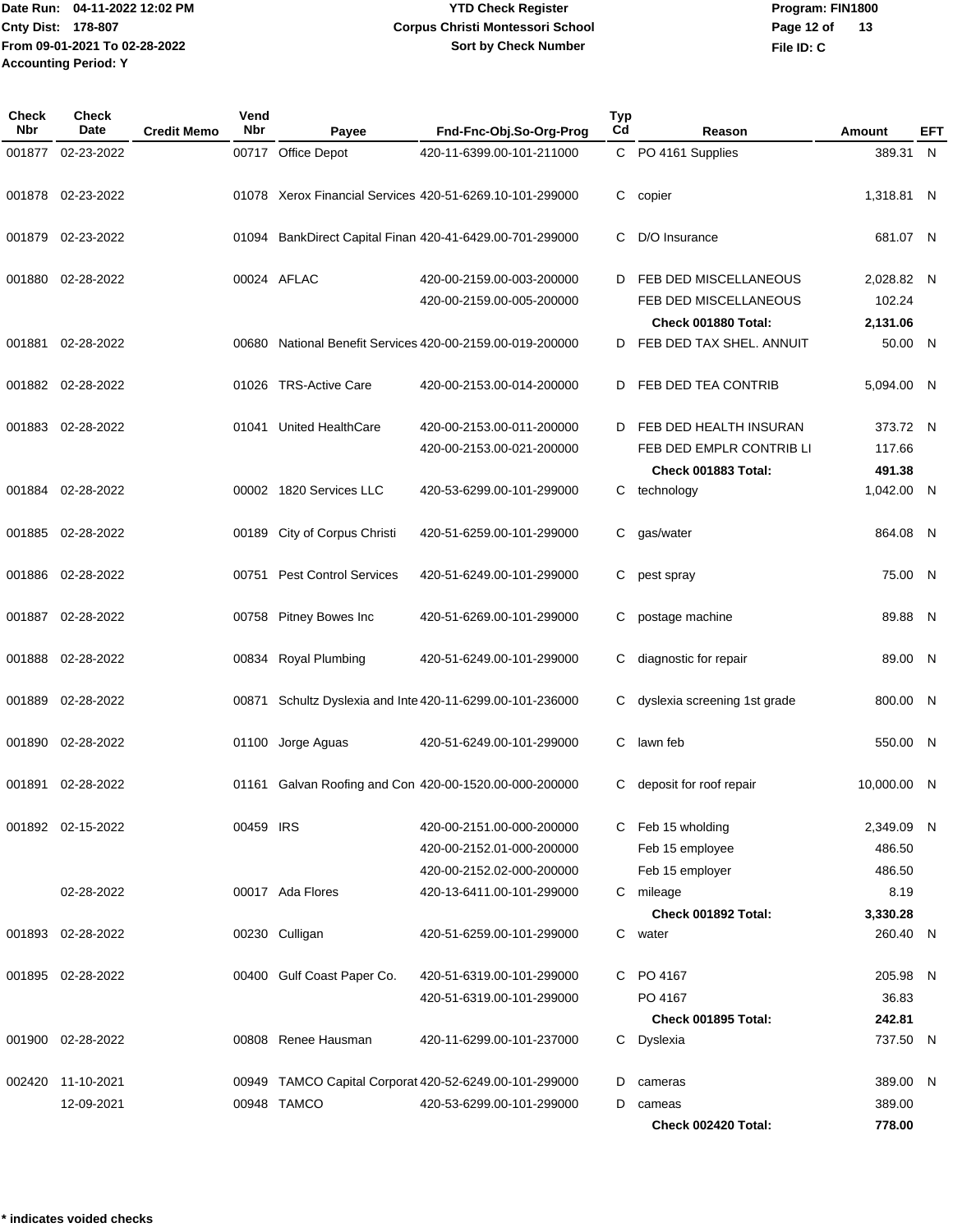Date Run: 04-11-2022 12:02 PM
Cnty Dist: 178-807
From 09-01-2021 To 02-28-2022
Accounting Period: Y

# YTD Check Register
## Corpus Christi Montessori School
### Sort by Check Number

Program: FIN1800
File ID: C

| Check Nbr | Check Date | Credit Memo | Vend Nbr | Payee | Fnd-Fnc-Obj.So-Org-Prog | Typ Cd | Reason | Amount | EFT |
|---|---|---|---|---|---|---|---|---|---|
| 001877 | 02-23-2022 | | 00717 | Office Depot | 420-11-6399.00-101-211000 | C | PO 4161 Supplies | 389.31 | N |
| 001878 | 02-23-2022 | | 01078 | Xerox Financial Services | 420-51-6269.10-101-299000 | C | copier | 1,318.81 | N |
| 001879 | 02-23-2022 | | 01094 | BankDirect Capital Finan | 420-41-6429.00-701-299000 | C | D/O Insurance | 681.07 | N |
| 001880 | 02-28-2022 | | 00024 | AFLAC | 420-00-2159.00-003-200000 | D | FEB DED MISCELLANEOUS | 2,028.82 | N |
| | | | | | 420-00-2159.00-005-200000 | | FEB DED MISCELLANEOUS | 102.24 | |
| | | | | | | | **Check 001880 Total:** | **2,131.06** | |
| 001881 | 02-28-2022 | | 00680 | National Benefit Services | 420-00-2159.00-019-200000 | D | FEB DED TAX SHEL. ANNUIT | 50.00 | N |
| 001882 | 02-28-2022 | | 01026 | TRS-Active Care | 420-00-2153.00-014-200000 | D | FEB DED TEA CONTRIB | 5,094.00 | N |
| 001883 | 02-28-2022 | | 01041 | United HealthCare | 420-00-2153.00-011-200000 | D | FEB DED HEALTH INSURAN | 373.72 | N |
| | | | | | 420-00-2153.00-021-200000 | | FEB DED EMPLR CONTRIB LI | 117.66 | |
| | | | | | | | **Check 001883 Total:** | **491.38** | |
| 001884 | 02-28-2022 | | 00002 | 1820 Services LLC | 420-53-6299.00-101-299000 | C | technology | 1,042.00 | N |
| 001885 | 02-28-2022 | | 00189 | City of Corpus Christi | 420-51-6259.00-101-299000 | C | gas/water | 864.08 | N |
| 001886 | 02-28-2022 | | 00751 | Pest Control Services | 420-51-6249.00-101-299000 | C | pest spray | 75.00 | N |
| 001887 | 02-28-2022 | | 00758 | Pitney Bowes Inc | 420-51-6269.00-101-299000 | C | postage machine | 89.88 | N |
| 001888 | 02-28-2022 | | 00834 | Royal Plumbing | 420-51-6249.00-101-299000 | C | diagnostic for repair | 89.00 | N |
| 001889 | 02-28-2022 | | 00871 | Schultz Dyslexia and Inte | 420-11-6299.00-101-236000 | C | dyslexia screening 1st grade | 800.00 | N |
| 001890 | 02-28-2022 | | 01100 | Jorge Aguas | 420-51-6249.00-101-299000 | C | lawn feb | 550.00 | N |
| 001891 | 02-28-2022 | | 01161 | Galvan Roofing and Con | 420-00-1520.00-000-200000 | C | deposit for roof repair | 10,000.00 | N |
| 001892 | 02-15-2022 | | 00459 | IRS | 420-00-2151.00-000-200000 | C | Feb 15 wholding | 2,349.09 | N |
| | | | | | 420-00-2152.01-000-200000 | | Feb 15 employee | 486.50 | |
| | | | | | 420-00-2152.02-000-200000 | | Feb 15 employer | 486.50 | |
| | 02-28-2022 | | 00017 | Ada Flores | 420-13-6411.00-101-299000 | C | mileage | 8.19 | |
| | | | | | | | **Check 001892 Total:** | **3,330.28** | |
| 001893 | 02-28-2022 | | 00230 | Culligan | 420-51-6259.00-101-299000 | C | water | 260.40 | N |
| 001895 | 02-28-2022 | | 00400 | Gulf Coast Paper Co. | 420-51-6319.00-101-299000 | C | PO 4167 | 205.98 | N |
| | | | | | 420-51-6319.00-101-299000 | | PO 4167 | 36.83 | |
| | | | | | | | **Check 001895 Total:** | **242.81** | |
| 001900 | 02-28-2022 | | 00808 | Renee Hausman | 420-11-6299.00-101-237000 | C | Dyslexia | 737.50 | N |
| 002420 | 11-10-2021 | | 00949 | TAMCO Capital Corporat | 420-52-6249.00-101-299000 | D | cameras | 389.00 | N |
| | 12-09-2021 | | 00948 | TAMCO | 420-53-6299.00-101-299000 | D | cameas | 389.00 | |
| | | | | | | | **Check 002420 Total:** | **778.00** | |

**\* indicates voided checks**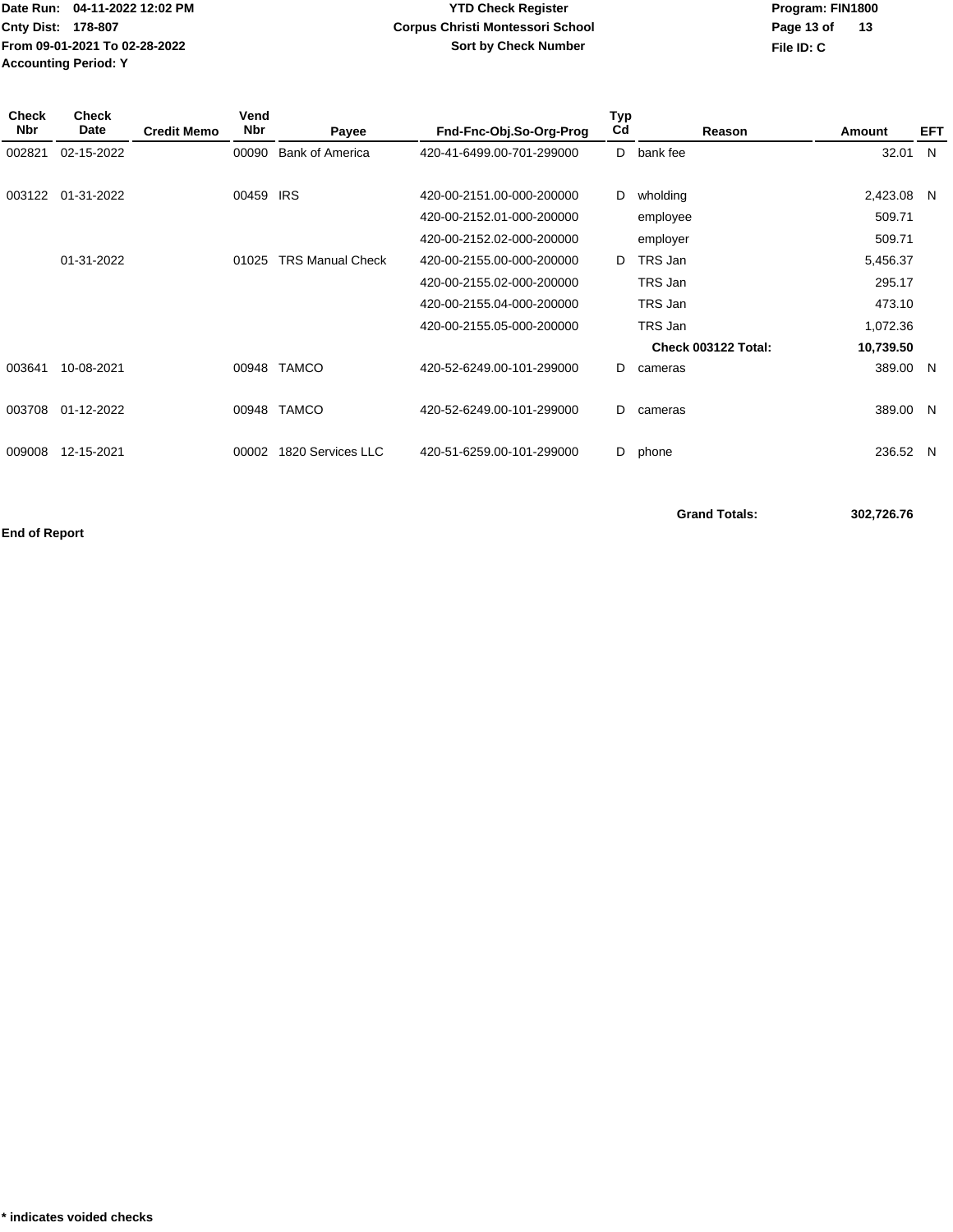**Date Run: 04-11-2022 12:02 PM**
**Cnty Dist: 178-807**
**From 09-01-2021 To 02-28-2022**
**Accounting Period: Y**

**YTD Check Register**
**Corpus Christi Montessori School**
**Sort by Check Number**

**Program: FIN1800**
**File ID: C**

| Check Nbr | Check Date | Credit Memo | Vend Nbr | Payee | Fnd-Fnc-Obj.So-Org-Prog | Typ Cd | Reason | Amount | EFT |
|---|---|---|---|---|---|---|---|---|---|
| 002821 | 02-15-2022 | | 00090 | Bank of America | 420-41-6499.00-701-299000 | D | bank fee | 32.01 | N |
| 003122 | 01-31-2022 | | 00459 | IRS | 420-00-2151.00-000-200000 | D | wholding | 2,423.08 | N |
| | | | | | 420-00-2152.01-000-200000 | | employee | 509.71 | |
| | | | | | 420-00-2152.02-000-200000 | | employer | 509.71 | |
| | 01-31-2022 | | 01025 | TRS Manual Check | 420-00-2155.00-000-200000 | D | TRS Jan | 5,456.37 | |
| | | | | | 420-00-2155.02-000-200000 | | TRS Jan | 295.17 | |
| | | | | | 420-00-2155.04-000-200000 | | TRS Jan | 473.10 | |
| | | | | | 420-00-2155.05-000-200000 | | TRS Jan | 1,072.36 | |
| | | | | | | | **Check 003122 Total:** | **10,739.50** | |
| 003641 | 10-08-2021 | | 00948 | TAMCO | 420-52-6249.00-101-299000 | D | cameras | 389.00 | N |
| 003708 | 01-12-2022 | | 00948 | TAMCO | 420-52-6249.00-101-299000 | D | cameras | 389.00 | N |
| 009008 | 12-15-2021 | | 00002 | 1820 Services LLC | 420-51-6259.00-101-299000 | D | phone | 236.52 | N |
| | | | | | | | **Grand Totals:** | **302,726.76** | |

**End of Report**

**\* indicates voided checks**